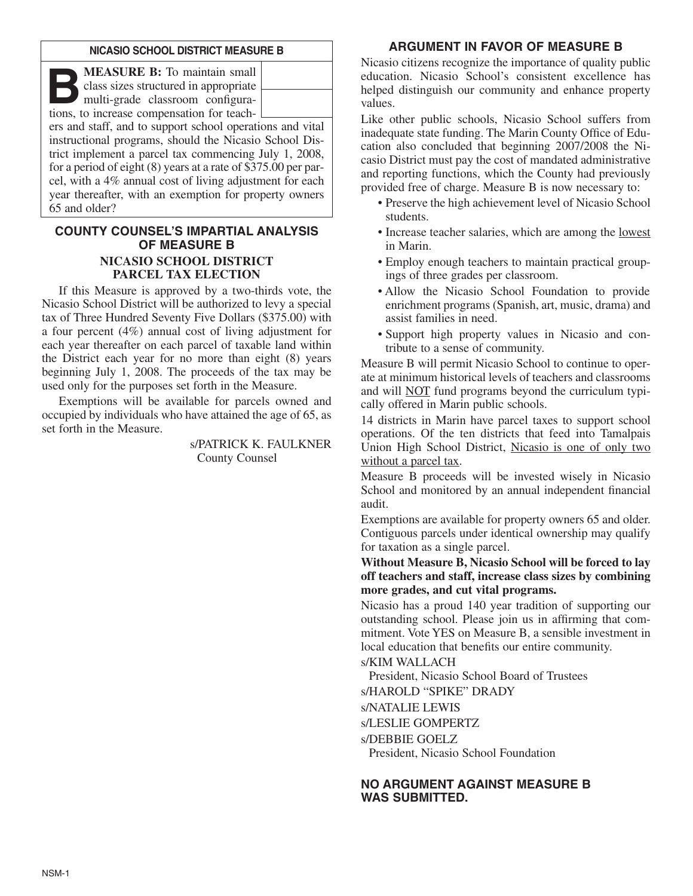## NICASIO SCHOOL DISTRICT MEASURE B

**MEASURE B:** To maintain small class sizes structured in appropriate multi-grade classroom configurations, to increase compensation for teachers and staff, and to support school operations and vital instructional programs, should the Nicasio School District implement a parcel tax commencing July 1, 2008, for a period of eight (8) years at a rate of $375.00 per parcel, with a 4% annual cost of living adjustment for each year thereafter, with an exemption for property owners 65 and older?

## COUNTY COUNSEL'S IMPARTIAL ANALYSIS OF MEASURE B

### NICASIO SCHOOL DISTRICT PARCEL TAX ELECTION

If this Measure is approved by a two-thirds vote, the Nicasio School District will be authorized to levy a special tax of Three Hundred Seventy Five Dollars ($375.00) with a four percent (4%) annual cost of living adjustment for each year thereafter on each parcel of taxable land within the District each year for no more than eight (8) years beginning July 1, 2008. The proceeds of the tax may be used only for the purposes set forth in the Measure.

Exemptions will be available for parcels owned and occupied by individuals who have attained the age of 65, as set forth in the Measure.

s/PATRICK K. FAULKNER
County Counsel

## ARGUMENT IN FAVOR OF MEASURE B

Nicasio citizens recognize the importance of quality public education. Nicasio School's consistent excellence has helped distinguish our community and enhance property values.

Like other public schools, Nicasio School suffers from inadequate state funding. The Marin County Office of Education also concluded that beginning 2007/2008 the Nicasio District must pay the cost of mandated administrative and reporting functions, which the County had previously provided free of charge. Measure B is now necessary to:

- Preserve the high achievement level of Nicasio School students.
- Increase teacher salaries, which are among the lowest in Marin.
- Employ enough teachers to maintain practical groupings of three grades per classroom.
- Allow the Nicasio School Foundation to provide enrichment programs (Spanish, art, music, drama) and assist families in need.
- Support high property values in Nicasio and contribute to a sense of community.

Measure B will permit Nicasio School to continue to operate at minimum historical levels of teachers and classrooms and will NOT fund programs beyond the curriculum typically offered in Marin public schools.

14 districts in Marin have parcel taxes to support school operations. Of the ten districts that feed into Tamalpais Union High School District, Nicasio is one of only two without a parcel tax.

Measure B proceeds will be invested wisely in Nicasio School and monitored by an annual independent financial audit.

Exemptions are available for property owners 65 and older. Contiguous parcels under identical ownership may qualify for taxation as a single parcel.

**Without Measure B, Nicasio School will be forced to lay off teachers and staff, increase class sizes by combining more grades, and cut vital programs.**

Nicasio has a proud 140 year tradition of supporting our outstanding school. Please join us in affirming that commitment. Vote YES on Measure B, a sensible investment in local education that benefits our entire community.

s/KIM WALLACH
President, Nicasio School Board of Trustees

s/HAROLD "SPIKE" DRADY

s/NATALIE LEWIS

s/LESLIE GOMPERTZ

s/DEBBIE GOELZ
President, Nicasio School Foundation

## NO ARGUMENT AGAINST MEASURE B WAS SUBMITTED.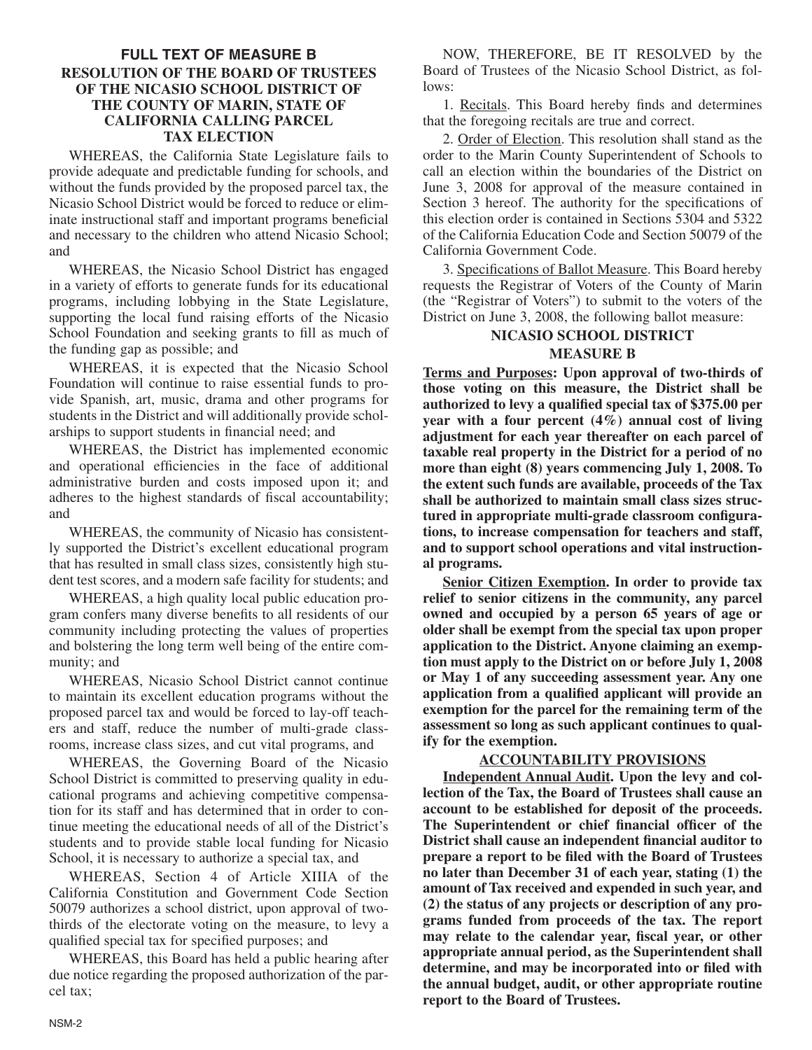## FULL TEXT OF MEASURE B

### RESOLUTION OF THE BOARD OF TRUSTEES OF THE NICASIO SCHOOL DISTRICT OF THE COUNTY OF MARIN, STATE OF CALIFORNIA CALLING PARCEL TAX ELECTION

WHEREAS, the California State Legislature fails to provide adequate and predictable funding for schools, and without the funds provided by the proposed parcel tax, the Nicasio School District would be forced to reduce or eliminate instructional staff and important programs beneficial and necessary to the children who attend Nicasio School; and

WHEREAS, the Nicasio School District has engaged in a variety of efforts to generate funds for its educational programs, including lobbying in the State Legislature, supporting the local fund raising efforts of the Nicasio School Foundation and seeking grants to fill as much of the funding gap as possible; and

WHEREAS, it is expected that the Nicasio School Foundation will continue to raise essential funds to provide Spanish, art, music, drama and other programs for students in the District and will additionally provide scholarships to support students in financial need; and

WHEREAS, the District has implemented economic and operational efficiencies in the face of additional administrative burden and costs imposed upon it; and adheres to the highest standards of fiscal accountability; and

WHEREAS, the community of Nicasio has consistently supported the District's excellent educational program that has resulted in small class sizes, consistently high student test scores, and a modern safe facility for students; and

WHEREAS, a high quality local public education program confers many diverse benefits to all residents of our community including protecting the values of properties and bolstering the long term well being of the entire community; and

WHEREAS, Nicasio School District cannot continue to maintain its excellent education programs without the proposed parcel tax and would be forced to lay-off teachers and staff, reduce the number of multi-grade classrooms, increase class sizes, and cut vital programs, and

WHEREAS, the Governing Board of the Nicasio School District is committed to preserving quality in educational programs and achieving competitive compensation for its staff and has determined that in order to continue meeting the educational needs of all of the District's students and to provide stable local funding for Nicasio School, it is necessary to authorize a special tax, and

WHEREAS, Section 4 of Article XIIIA of the California Constitution and Government Code Section 50079 authorizes a school district, upon approval of two-thirds of the electorate voting on the measure, to levy a qualified special tax for specified purposes; and

WHEREAS, this Board has held a public hearing after due notice regarding the proposed authorization of the parcel tax;

NOW, THEREFORE, BE IT RESOLVED by the Board of Trustees of the Nicasio School District, as follows:

1. Recitals. This Board hereby finds and determines that the foregoing recitals are true and correct.

2. Order of Election. This resolution shall stand as the order to the Marin County Superintendent of Schools to call an election within the boundaries of the District on June 3, 2008 for approval of the measure contained in Section 3 hereof. The authority for the specifications of this election order is contained in Sections 5304 and 5322 of the California Education Code and Section 50079 of the California Government Code.

3. Specifications of Ballot Measure. This Board hereby requests the Registrar of Voters of the County of Marin (the "Registrar of Voters") to submit to the voters of the District on June 3, 2008, the following ballot measure:

### NICASIO SCHOOL DISTRICT
### MEASURE B

**Terms and Purposes: Upon approval of two-thirds of those voting on this measure, the District shall be authorized to levy a qualified special tax of $375.00 per year with a four percent (4%) annual cost of living adjustment for each year thereafter on each parcel of taxable real property in the District for a period of no more than eight (8) years commencing July 1, 2008. To the extent such funds are available, proceeds of the Tax shall be authorized to maintain small class sizes structured in appropriate multi-grade classroom configurations, to increase compensation for teachers and staff, and to support school operations and vital instructional programs.**

**Senior Citizen Exemption. In order to provide tax relief to senior citizens in the community, any parcel owned and occupied by a person 65 years of age or older shall be exempt from the special tax upon proper application to the District. Anyone claiming an exemption must apply to the District on or before July 1, 2008 or May 1 of any succeeding assessment year. Any one application from a qualified applicant will provide an exemption for the parcel for the remaining term of the assessment so long as such applicant continues to qualify for the exemption.**

**ACCOUNTABILITY PROVISIONS**

**Independent Annual Audit. Upon the levy and collection of the Tax, the Board of Trustees shall cause an account to be established for deposit of the proceeds. The Superintendent or chief financial officer of the District shall cause an independent financial auditor to prepare a report to be filed with the Board of Trustees no later than December 31 of each year, stating (1) the amount of Tax received and expended in such year, and (2) the status of any projects or description of any programs funded from proceeds of the tax. The report may relate to the calendar year, fiscal year, or other appropriate annual period, as the Superintendent shall determine, and may be incorporated into or filed with the annual budget, audit, or other appropriate routine report to the Board of Trustees.**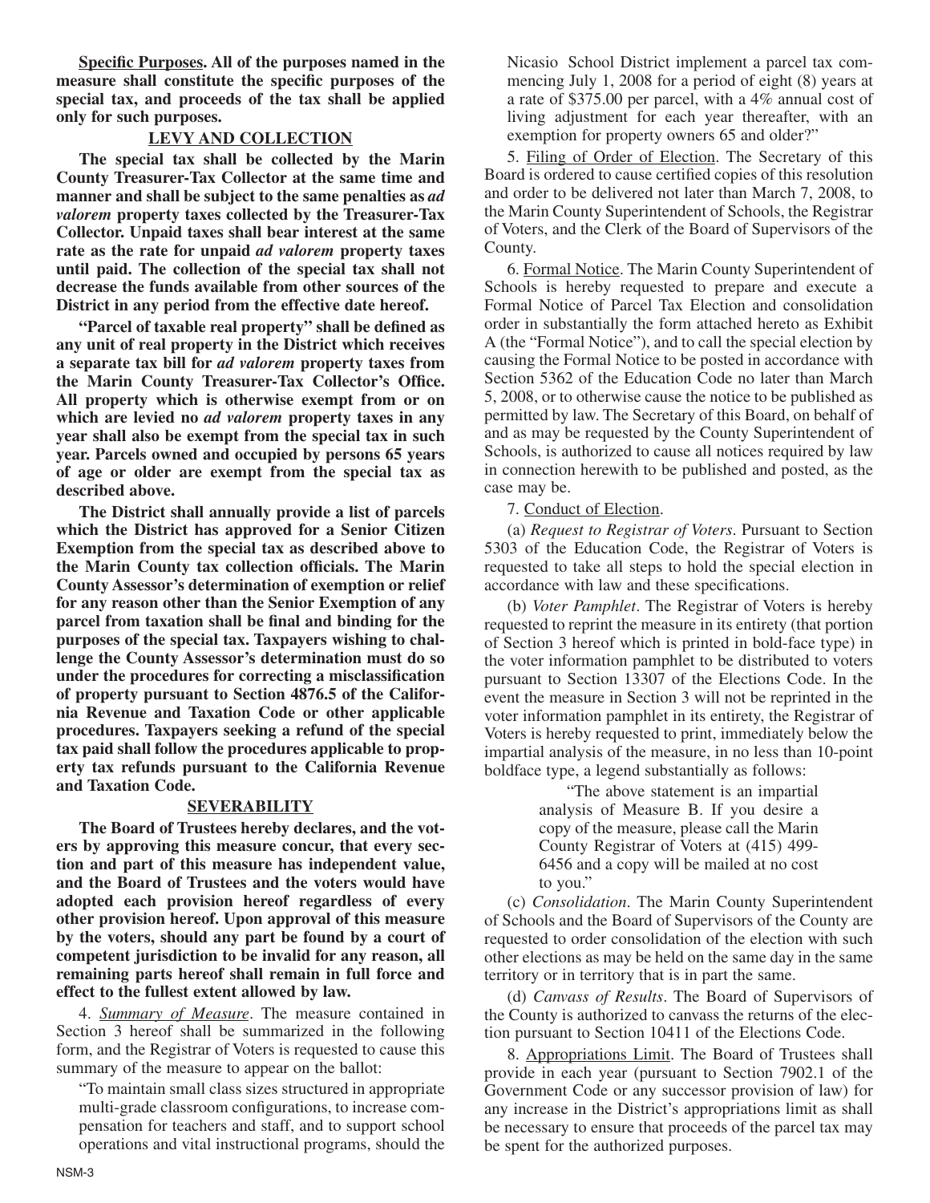**Specific Purposes. All of the purposes named in the measure shall constitute the specific purposes of the special tax, and proceeds of the tax shall be applied only for such purposes.**

**LEVY AND COLLECTION**

**The special tax shall be collected by the Marin County Treasurer-Tax Collector at the same time and manner and shall be subject to the same penalties as *ad valorem* property taxes collected by the Treasurer-Tax Collector. Unpaid taxes shall bear interest at the same rate as the rate for unpaid *ad valorem* property taxes until paid. The collection of the special tax shall not decrease the funds available from other sources of the District in any period from the effective date hereof.**

**"Parcel of taxable real property" shall be defined as any unit of real property in the District which receives a separate tax bill for *ad valorem* property taxes from the Marin County Treasurer-Tax Collector's Office. All property which is otherwise exempt from or on which are levied no *ad valorem* property taxes in any year shall also be exempt from the special tax in such year. Parcels owned and occupied by persons 65 years of age or older are exempt from the special tax as described above.**

**The District shall annually provide a list of parcels which the District has approved for a Senior Citizen Exemption from the special tax as described above to the Marin County tax collection officials. The Marin County Assessor's determination of exemption or relief for any reason other than the Senior Exemption of any parcel from taxation shall be final and binding for the purposes of the special tax. Taxpayers wishing to challenge the County Assessor's determination must do so under the procedures for correcting a misclassification of property pursuant to Section 4876.5 of the California Revenue and Taxation Code or other applicable procedures. Taxpayers seeking a refund of the special tax paid shall follow the procedures applicable to property tax refunds pursuant to the California Revenue and Taxation Code.**

**SEVERABILITY**

**The Board of Trustees hereby declares, and the voters by approving this measure concur, that every section and part of this measure has independent value, and the Board of Trustees and the voters would have adopted each provision hereof regardless of every other provision hereof. Upon approval of this measure by the voters, should any part be found by a court of competent jurisdiction to be invalid for any reason, all remaining parts hereof shall remain in full force and effect to the fullest extent allowed by law.**

4. *Summary of Measure*. The measure contained in Section 3 hereof shall be summarized in the following form, and the Registrar of Voters is requested to cause this summary of the measure to appear on the ballot:

"To maintain small class sizes structured in appropriate multi-grade classroom configurations, to increase compensation for teachers and staff, and to support school operations and vital instructional programs, should the Nicasio School District implement a parcel tax commencing July 1, 2008 for a period of eight (8) years at a rate of $375.00 per parcel, with a 4% annual cost of living adjustment for each year thereafter, with an exemption for property owners 65 and older?"

5. Filing of Order of Election. The Secretary of this Board is ordered to cause certified copies of this resolution and order to be delivered not later than March 7, 2008, to the Marin County Superintendent of Schools, the Registrar of Voters, and the Clerk of the Board of Supervisors of the County.

6. Formal Notice. The Marin County Superintendent of Schools is hereby requested to prepare and execute a Formal Notice of Parcel Tax Election and consolidation order in substantially the form attached hereto as Exhibit A (the "Formal Notice"), and to call the special election by causing the Formal Notice to be posted in accordance with Section 5362 of the Education Code no later than March 5, 2008, or to otherwise cause the notice to be published as permitted by law. The Secretary of this Board, on behalf of and as may be requested by the County Superintendent of Schools, is authorized to cause all notices required by law in connection herewith to be published and posted, as the case may be.

7. Conduct of Election.

(a) *Request to Registrar of Voters*. Pursuant to Section 5303 of the Education Code, the Registrar of Voters is requested to take all steps to hold the special election in accordance with law and these specifications.

(b) *Voter Pamphlet*. The Registrar of Voters is hereby requested to reprint the measure in its entirety (that portion of Section 3 hereof which is printed in bold-face type) in the voter information pamphlet to be distributed to voters pursuant to Section 13307 of the Elections Code. In the event the measure in Section 3 will not be reprinted in the voter information pamphlet in its entirety, the Registrar of Voters is hereby requested to print, immediately below the impartial analysis of the measure, in no less than 10-point boldface type, a legend substantially as follows:

> "The above statement is an impartial analysis of Measure B. If you desire a copy of the measure, please call the Marin County Registrar of Voters at (415) 499-6456 and a copy will be mailed at no cost to you."

(c) *Consolidation*. The Marin County Superintendent of Schools and the Board of Supervisors of the County are requested to order consolidation of the election with such other elections as may be held on the same day in the same territory or in territory that is in part the same.

(d) *Canvass of Results*. The Board of Supervisors of the County is authorized to canvass the returns of the election pursuant to Section 10411 of the Elections Code.

8. Appropriations Limit. The Board of Trustees shall provide in each year (pursuant to Section 7902.1 of the Government Code or any successor provision of law) for any increase in the District's appropriations limit as shall be necessary to ensure that proceeds of the parcel tax may be spent for the authorized purposes.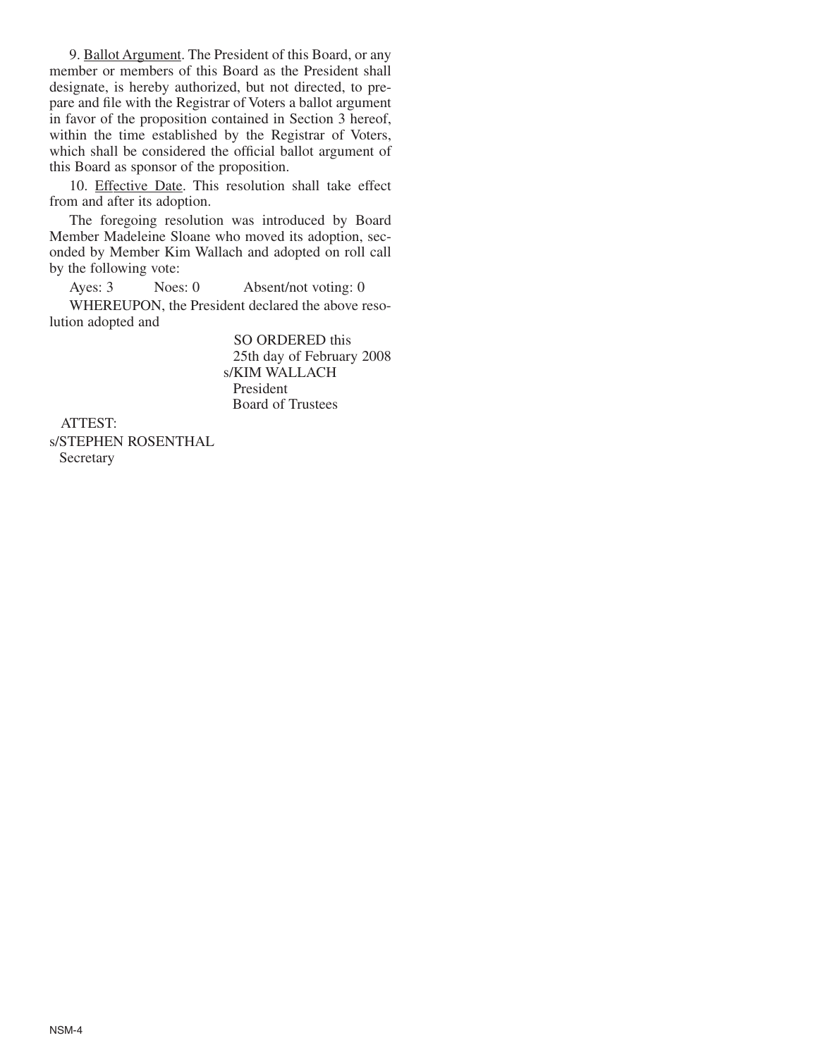9. Ballot Argument. The President of this Board, or any member or members of this Board as the President shall designate, is hereby authorized, but not directed, to prepare and file with the Registrar of Voters a ballot argument in favor of the proposition contained in Section 3 hereof, within the time established by the Registrar of Voters, which shall be considered the official ballot argument of this Board as sponsor of the proposition.

10. Effective Date. This resolution shall take effect from and after its adoption.

The foregoing resolution was introduced by Board Member Madeleine Sloane who moved its adoption, seconded by Member Kim Wallach and adopted on roll call by the following vote:

Ayes: 3 Noes: 0 Absent/not voting: 0

WHEREUPON, the President declared the above resolution adopted and

SO ORDERED this
25th day of February 2008
s/KIM WALLACH
President
Board of Trustees

ATTEST:
s/STEPHEN ROSENTHAL
Secretary